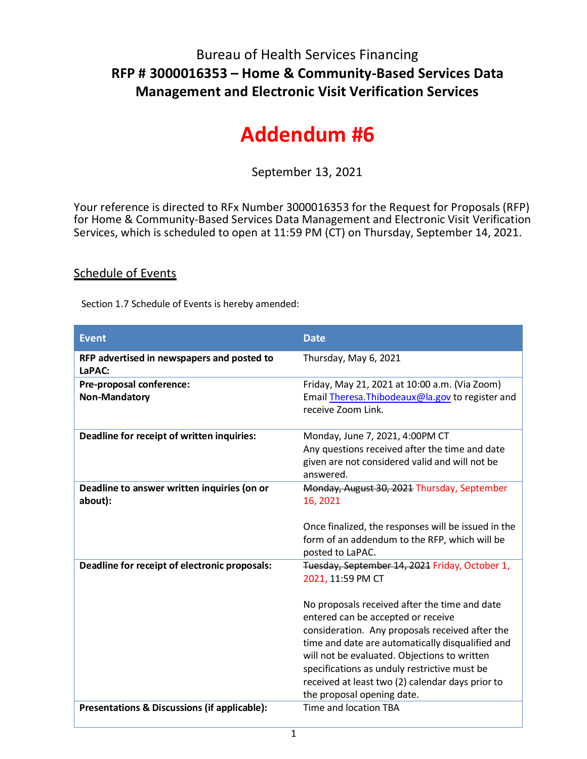# Bureau of Health Services Financing

## RFP # 3000016353 – Home & Community-Based Services Data Management and Electronic Visit Verification Services

# Addendum #6

September 13, 2021

Your reference is directed to RFx Number 3000016353 for the Request for Proposals (RFP) for Home & Community-Based Services Data Management and Electronic Visit Verification Services, which is scheduled to open at 11:59 PM (CT) on Thursday, September 14, 2021.

## Schedule of Events

Section 1.7 Schedule of Events is hereby amended:

| Event | Date |
|---|---|
| **RFP advertised in newspapers and posted to LaPAC:** | Thursday, May 6, 2021 |
| **Pre-proposal conference: Non-Mandatory** | Friday, May 21, 2021 at 10:00 a.m. (Via Zoom) Email Theresa.Thibodeaux@la.gov to register and receive Zoom Link. |
| **Deadline for receipt of written inquiries:** | Monday, June 7, 2021, 4:00PM CT<br>Any questions received after the time and date given are not considered valid and will not be answered. |
| **Deadline to answer written inquiries (on or about):** | ~~Monday, August 30, 2021~~ Thursday, September 16, 2021<br><br>Once finalized, the responses will be issued in the form of an addendum to the RFP, which will be posted to LaPAC. |
| **Deadline for receipt of electronic proposals:** | ~~Tuesday, September 14, 2021~~ Friday, October 1, 2021, 11:59 PM CT<br><br>No proposals received after the time and date entered can be accepted or receive consideration. Any proposals received after the time and date are automatically disqualified and will not be evaluated. Objections to written specifications as unduly restrictive must be received at least two (2) calendar days prior to the proposal opening date. |
| **Presentations & Discussions (if applicable):** | Time and location TBA |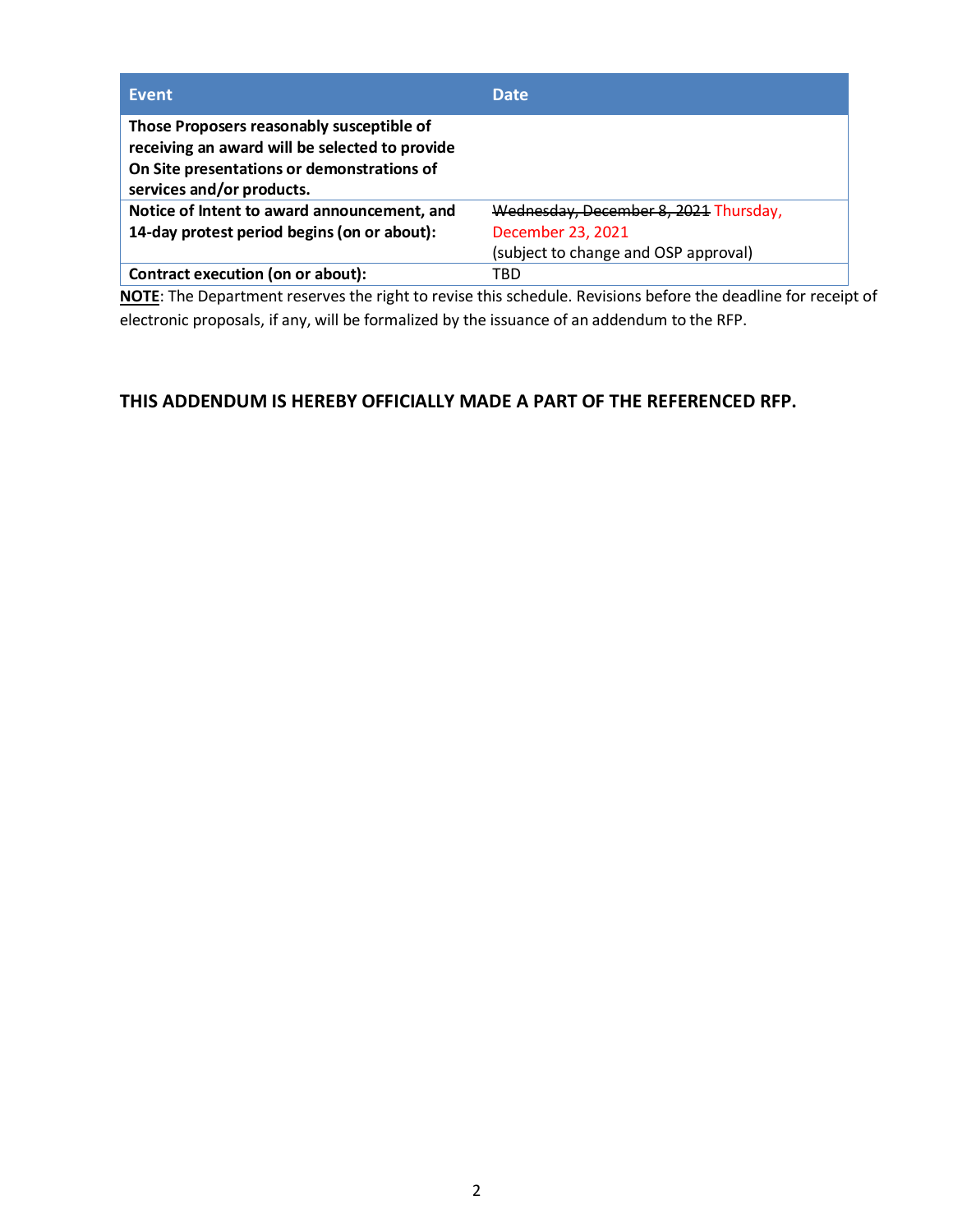| Event | Date |
| --- | --- |
| **Those Proposers reasonably susceptible of receiving an award will be selected to provide On Site presentations or demonstrations of services and/or products.** | |
| **Notice of Intent to award announcement, and 14-day protest period begins (on or about):** | ~~Wednesday, December 8, 2021~~ Thursday, December 23, 2021 (subject to change and OSP approval) |
| **Contract execution (on or about):** | TBD |

**NOTE**: The Department reserves the right to revise this schedule. Revisions before the deadline for receipt of electronic proposals, if any, will be formalized by the issuance of an addendum to the RFP.

**THIS ADDENDUM IS HEREBY OFFICIALLY MADE A PART OF THE REFERENCED RFP.**